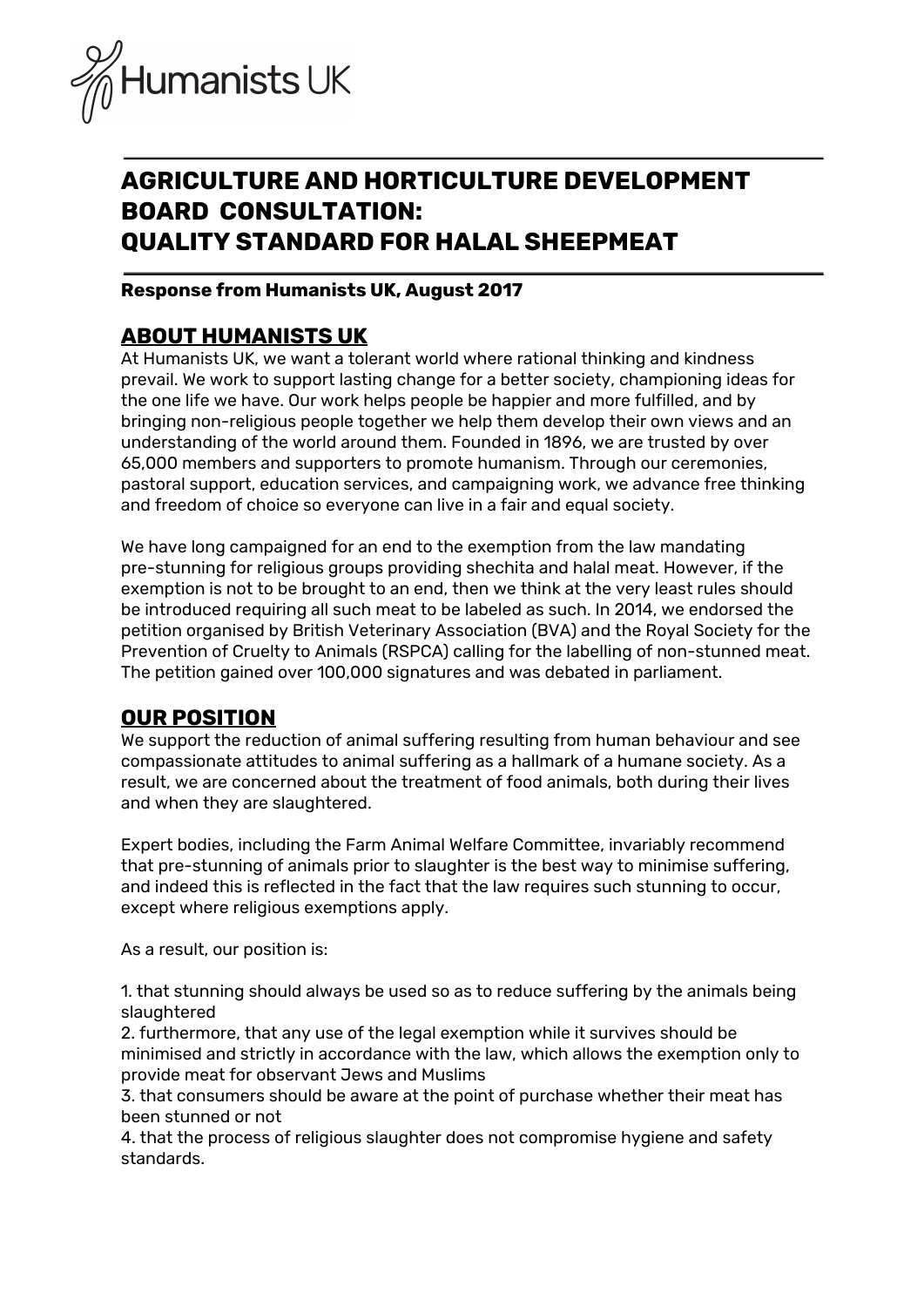Humanists UK

# AGRICULTURE AND HORTICULTURE DEVELOPMENT BOARD CONSULTATION: QUALITY STANDARD FOR HALAL SHEEPMEAT

**Response from Humanists UK, August 2017**

## ABOUT HUMANISTS UK

At Humanists UK, we want a tolerant world where rational thinking and kindness prevail. We work to support lasting change for a better society, championing ideas for the one life we have. Our work helps people be happier and more fulfilled, and by bringing non-religious people together we help them develop their own views and an understanding of the world around them. Founded in 1896, we are trusted by over 65,000 members and supporters to promote humanism. Through our ceremonies, pastoral support, education services, and campaigning work, we advance free thinking and freedom of choice so everyone can live in a fair and equal society.

We have long campaigned for an end to the exemption from the law mandating pre-stunning for religious groups providing shechita and halal meat. However, if the exemption is not to be brought to an end, then we think at the very least rules should be introduced requiring all such meat to be labeled as such. In 2014, we endorsed the petition organised by British Veterinary Association (BVA) and the Royal Society for the Prevention of Cruelty to Animals (RSPCA) calling for the labelling of non-stunned meat. The petition gained over 100,000 signatures and was debated in parliament.

## OUR POSITION

We support the reduction of animal suffering resulting from human behaviour and see compassionate attitudes to animal suffering as a hallmark of a humane society. As a result, we are concerned about the treatment of food animals, both during their lives and when they are slaughtered.

Expert bodies, including the Farm Animal Welfare Committee, invariably recommend that pre-stunning of animals prior to slaughter is the best way to minimise suffering, and indeed this is reflected in the fact that the law requires such stunning to occur, except where religious exemptions apply.

As a result, our position is:

1. that stunning should always be used so as to reduce suffering by the animals being slaughtered
2. furthermore, that any use of the legal exemption while it survives should be minimised and strictly in accordance with the law, which allows the exemption only to provide meat for observant Jews and Muslims
3. that consumers should be aware at the point of purchase whether their meat has been stunned or not
4. that the process of religious slaughter does not compromise hygiene and safety standards.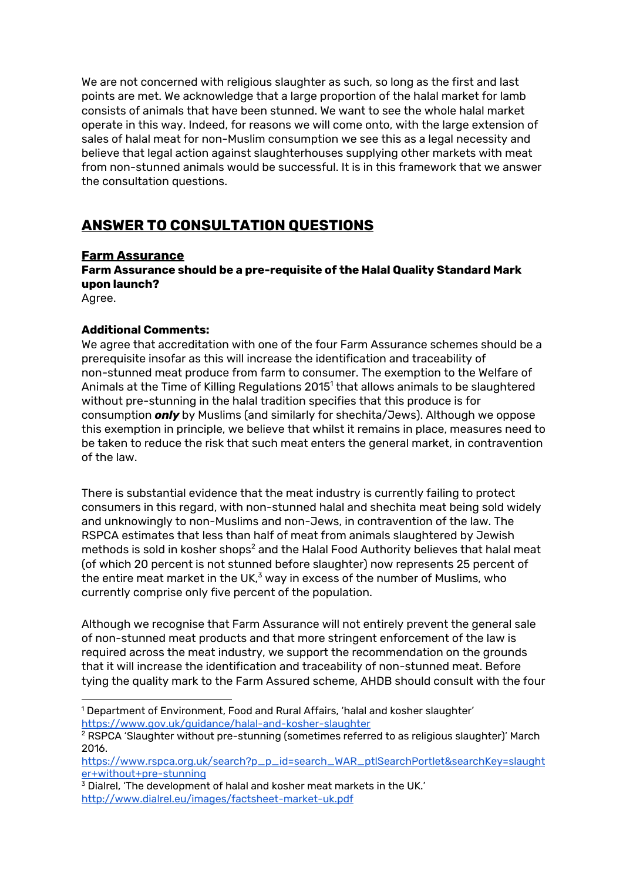We are not concerned with religious slaughter as such, so long as the first and last points are met. We acknowledge that a large proportion of the halal market for lamb consists of animals that have been stunned. We want to see the whole halal market operate in this way. Indeed, for reasons we will come onto, with the large extension of sales of halal meat for non-Muslim consumption we see this as a legal necessity and believe that legal action against slaughterhouses supplying other markets with meat from non-stunned animals would be successful. It is in this framework that we answer the consultation questions.

## ANSWER TO CONSULTATION QUESTIONS

### Farm Assurance

**Farm Assurance should be a pre-requisite of the Halal Quality Standard Mark upon launch?**

Agree.

**Additional Comments:**

We agree that accreditation with one of the four Farm Assurance schemes should be a prerequisite insofar as this will increase the identification and traceability of non-stunned meat produce from farm to consumer. The exemption to the Welfare of Animals at the Time of Killing Regulations 2015[1] that allows animals to be slaughtered without pre-stunning in the halal tradition specifies that this produce is for consumption ***only*** by Muslims (and similarly for shechita/Jews). Although we oppose this exemption in principle, we believe that whilst it remains in place, measures need to be taken to reduce the risk that such meat enters the general market, in contravention of the law.

There is substantial evidence that the meat industry is currently failing to protect consumers in this regard, with non-stunned halal and shechita meat being sold widely and unknowingly to non-Muslims and non-Jews, in contravention of the law. The RSPCA estimates that less than half of meat from animals slaughtered by Jewish methods is sold in kosher shops[2] and the Halal Food Authority believes that halal meat (of which 20 percent is not stunned before slaughter) now represents 25 percent of the entire meat market in the UK,[3] way in excess of the number of Muslims, who currently comprise only five percent of the population.

Although we recognise that Farm Assurance will not entirely prevent the general sale of non-stunned meat products and that more stringent enforcement of the law is required across the meat industry, we support the recommendation on the grounds that it will increase the identification and traceability of non-stunned meat. Before tying the quality mark to the Farm Assured scheme, AHDB should consult with the four

---

[1] Department of Environment, Food and Rural Affairs, 'halal and kosher slaughter' https://www.gov.uk/guidance/halal-and-kosher-slaughter

[2] RSPCA 'Slaughter without pre-stunning (sometimes referred to as religious slaughter)' March 2016. https://www.rspca.org.uk/search?p_p_id=search_WAR_ptlSearchPortlet&searchKey=slaughter+without+pre-stunning

[3] Dialrel, 'The development of halal and kosher meat markets in the UK.' http://www.dialrel.eu/images/factsheet-market-uk.pdf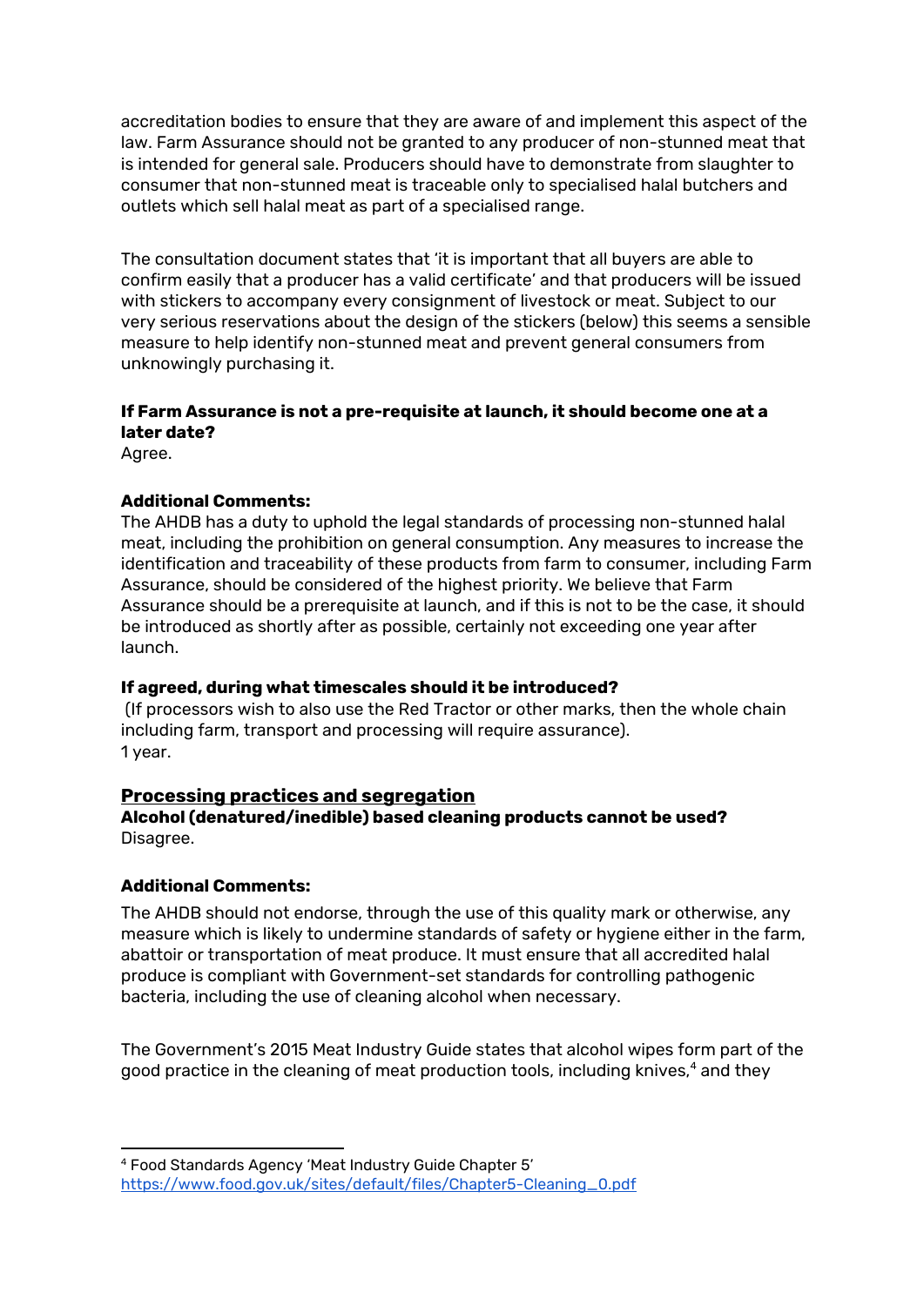accreditation bodies to ensure that they are aware of and implement this aspect of the law. Farm Assurance should not be granted to any producer of non-stunned meat that is intended for general sale. Producers should have to demonstrate from slaughter to consumer that non-stunned meat is traceable only to specialised halal butchers and outlets which sell halal meat as part of a specialised range.

The consultation document states that 'it is important that all buyers are able to confirm easily that a producer has a valid certificate' and that producers will be issued with stickers to accompany every consignment of livestock or meat. Subject to our very serious reservations about the design of the stickers (below) this seems a sensible measure to help identify non-stunned meat and prevent general consumers from unknowingly purchasing it.

**If Farm Assurance is not a pre-requisite at launch, it should become one at a later date?**
Agree.

**Additional Comments:**
The AHDB has a duty to uphold the legal standards of processing non-stunned halal meat, including the prohibition on general consumption. Any measures to increase the identification and traceability of these products from farm to consumer, including Farm Assurance, should be considered of the highest priority. We believe that Farm Assurance should be a prerequisite at launch, and if this is not to be the case, it should be introduced as shortly after as possible, certainly not exceeding one year after launch.

**If agreed, during what timescales should it be introduced?**
(If processors wish to also use the Red Tractor or other marks, then the whole chain including farm, transport and processing will require assurance).
1 year.

## Processing practices and segregation

**Alcohol (denatured/inedible) based cleaning products cannot be used?**
Disagree.

**Additional Comments:**

The AHDB should not endorse, through the use of this quality mark or otherwise, any measure which is likely to undermine standards of safety or hygiene either in the farm, abattoir or transportation of meat produce. It must ensure that all accredited halal produce is compliant with Government-set standards for controlling pathogenic bacteria, including the use of cleaning alcohol when necessary.

The Government's 2015 Meat Industry Guide states that alcohol wipes form part of the good practice in the cleaning of meat production tools, including knives,[4] and they

[4] Food Standards Agency 'Meat Industry Guide Chapter 5' https://www.food.gov.uk/sites/default/files/Chapter5-Cleaning_0.pdf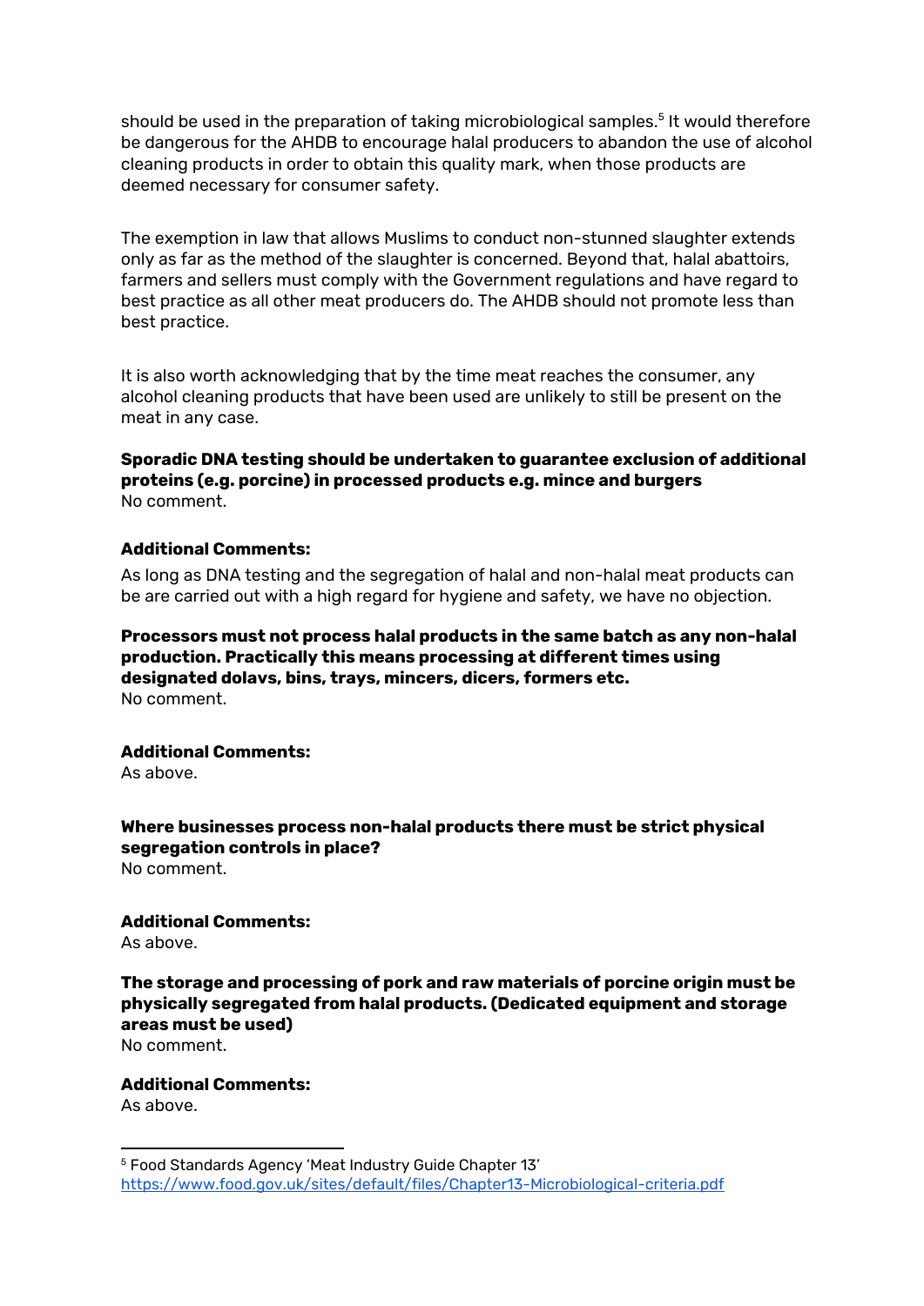should be used in the preparation of taking microbiological samples.[5] It would therefore be dangerous for the AHDB to encourage halal producers to abandon the use of alcohol cleaning products in order to obtain this quality mark, when those products are deemed necessary for consumer safety.

The exemption in law that allows Muslims to conduct non-stunned slaughter extends only as far as the method of the slaughter is concerned. Beyond that, halal abattoirs, farmers and sellers must comply with the Government regulations and have regard to best practice as all other meat producers do. The AHDB should not promote less than best practice.

It is also worth acknowledging that by the time meat reaches the consumer, any alcohol cleaning products that have been used are unlikely to still be present on the meat in any case.

**Sporadic DNA testing should be undertaken to guarantee exclusion of additional proteins (e.g. porcine) in processed products e.g. mince and burgers**
No comment.

**Additional Comments:**

As long as DNA testing and the segregation of halal and non-halal meat products can be are carried out with a high regard for hygiene and safety, we have no objection.

**Processors must not process halal products in the same batch as any non-halal production. Practically this means processing at different times using designated dolavs, bins, trays, mincers, dicers, formers etc.**
No comment.

**Additional Comments:**
As above.

**Where businesses process non-halal products there must be strict physical segregation controls in place?**
No comment.

**Additional Comments:**
As above.

**The storage and processing of pork and raw materials of porcine origin must be physically segregated from halal products. (Dedicated equipment and storage areas must be used)**
No comment.

**Additional Comments:**
As above.

---

[5] Food Standards Agency 'Meat Industry Guide Chapter 13' https://www.food.gov.uk/sites/default/files/Chapter13-Microbiological-criteria.pdf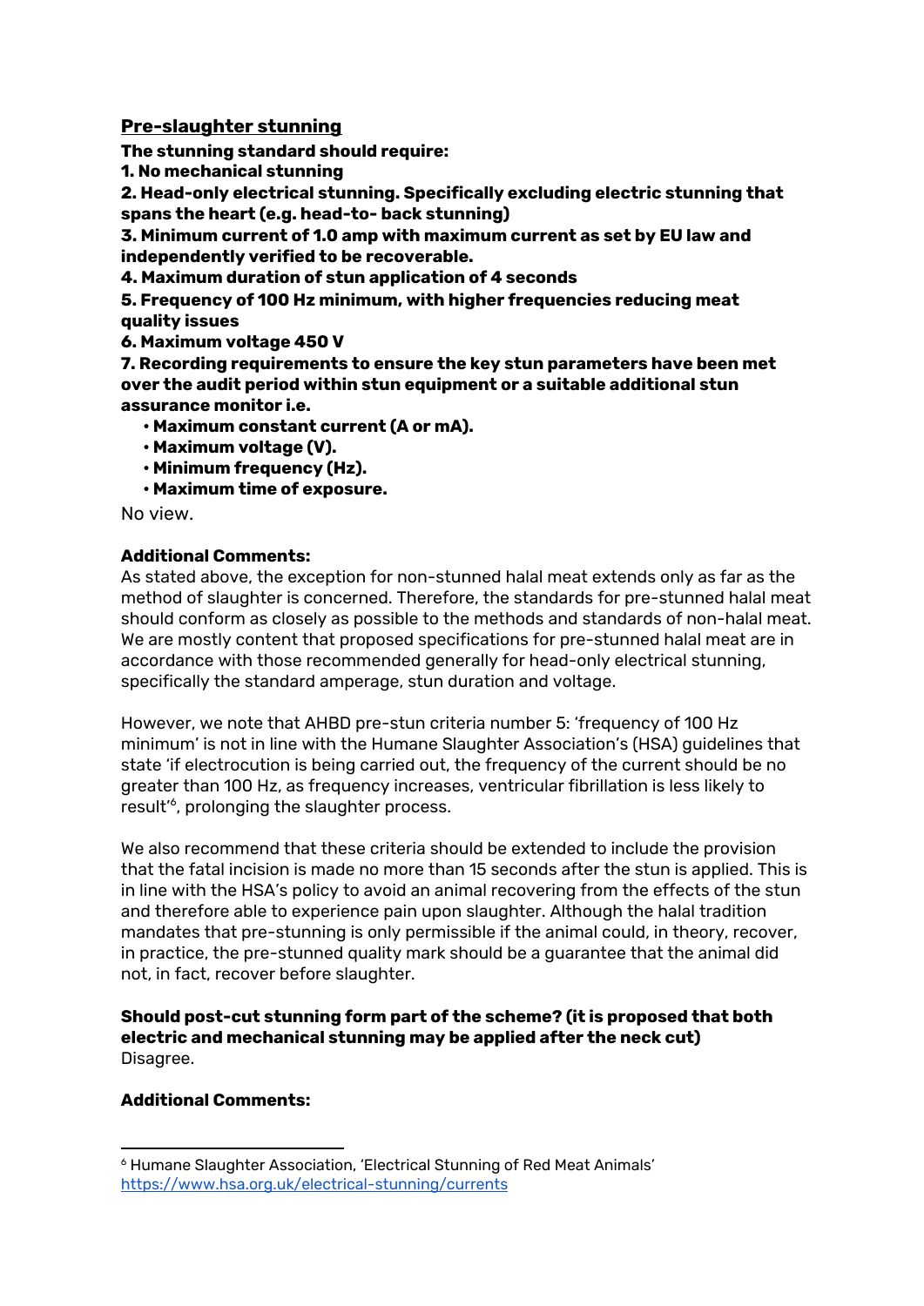**Pre-slaughter stunning**

**The stunning standard should require:**

**1. No mechanical stunning**

**2. Head-only electrical stunning. Specifically excluding electric stunning that spans the heart (e.g. head-to- back stunning)**

**3. Minimum current of 1.0 amp with maximum current as set by EU law and independently verified to be recoverable.**

**4. Maximum duration of stun application of 4 seconds**

**5. Frequency of 100 Hz minimum, with higher frequencies reducing meat quality issues**

**6. Maximum voltage 450 V**

**7. Recording requirements to ensure the key stun parameters have been met over the audit period within stun equipment or a suitable additional stun assurance monitor i.e.**

- **Maximum constant current (A or mA).**
- **Maximum voltage (V).**
- **Minimum frequency (Hz).**
- **Maximum time of exposure.**

No view.

**Additional Comments:**

As stated above, the exception for non-stunned halal meat extends only as far as the method of slaughter is concerned. Therefore, the standards for pre-stunned halal meat should conform as closely as possible to the methods and standards of non-halal meat. We are mostly content that proposed specifications for pre-stunned halal meat are in accordance with those recommended generally for head-only electrical stunning, specifically the standard amperage, stun duration and voltage.

However, we note that AHBD pre-stun criteria number 5: 'frequency of 100 Hz minimum' is not in line with the Humane Slaughter Association's (HSA) guidelines that state 'if electrocution is being carried out, the frequency of the current should be no greater than 100 Hz, as frequency increases, ventricular fibrillation is less likely to result'[6], prolonging the slaughter process.

We also recommend that these criteria should be extended to include the provision that the fatal incision is made no more than 15 seconds after the stun is applied. This is in line with the HSA's policy to avoid an animal recovering from the effects of the stun and therefore able to experience pain upon slaughter. Although the halal tradition mandates that pre-stunning is only permissible if the animal could, in theory, recover, in practice, the pre-stunned quality mark should be a guarantee that the animal did not, in fact, recover before slaughter.

**Should post-cut stunning form part of the scheme? (it is proposed that both electric and mechanical stunning may be applied after the neck cut)**

Disagree.

**Additional Comments:**

---

[6] Humane Slaughter Association, 'Electrical Stunning of Red Meat Animals' https://www.hsa.org.uk/electrical-stunning/currents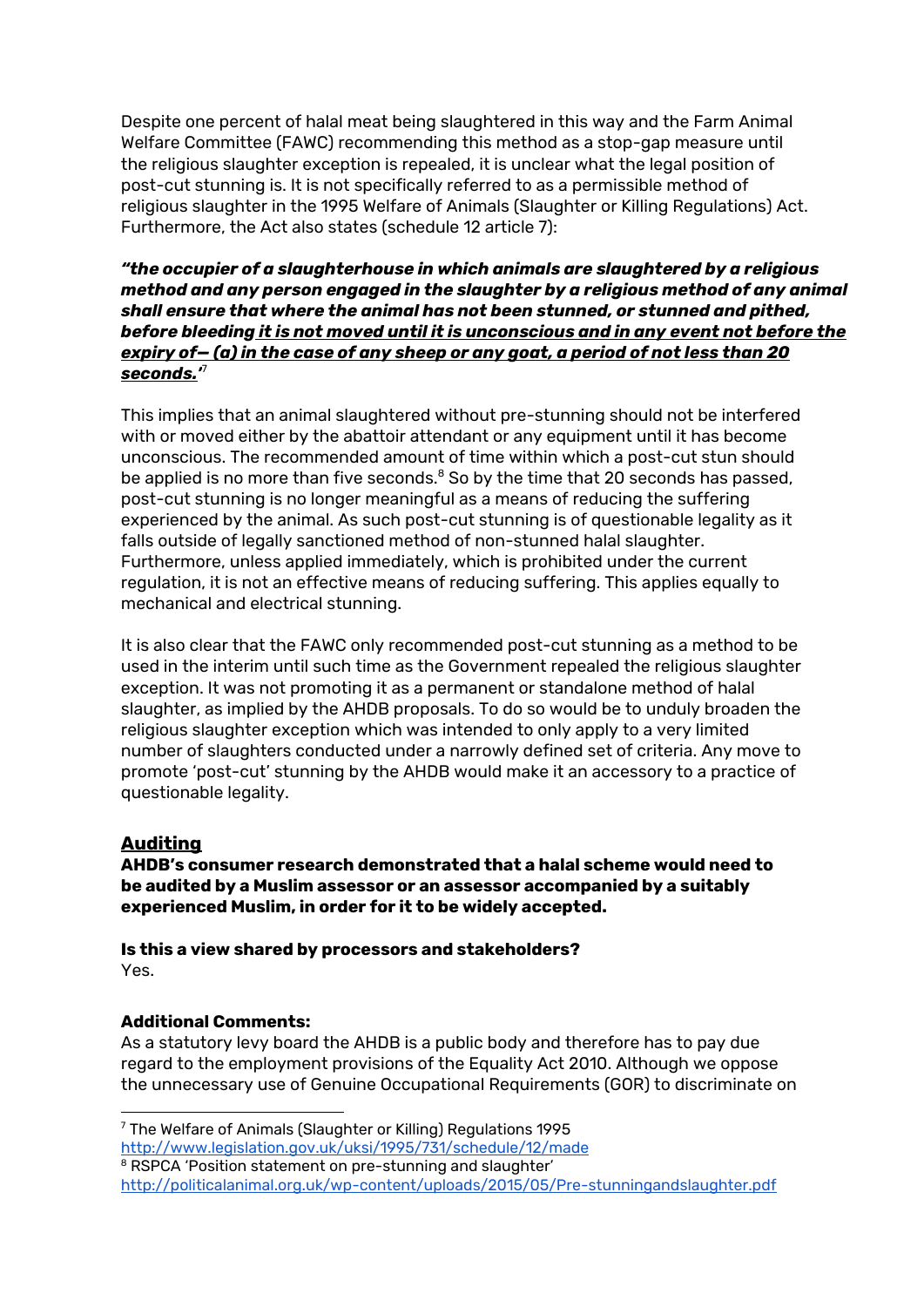Despite one percent of halal meat being slaughtered in this way and the Farm Animal Welfare Committee (FAWC) recommending this method as a stop-gap measure until the religious slaughter exception is repealed, it is unclear what the legal position of post-cut stunning is. It is not specifically referred to as a permissible method of religious slaughter in the 1995 Welfare of Animals (Slaughter or Killing Regulations) Act. Furthermore, the Act also states (schedule 12 article 7):

***"the occupier of a slaughterhouse in which animals are slaughtered by a religious method and any person engaged in the slaughter by a religious method of any animal shall ensure that where the animal has not been stunned, or stunned and pithed, before bleeding <u>it is not moved until it is unconscious and in any event not before the expiry of— (a) in the case of any sheep or any goat, a period of not less than 20 seconds.</u>'***[7]

This implies that an animal slaughtered without pre-stunning should not be interfered with or moved either by the abattoir attendant or any equipment until it has become unconscious. The recommended amount of time within which a post-cut stun should be applied is no more than five seconds.[8] So by the time that 20 seconds has passed, post-cut stunning is no longer meaningful as a means of reducing the suffering experienced by the animal. As such post-cut stunning is of questionable legality as it falls outside of legally sanctioned method of non-stunned halal slaughter. Furthermore, unless applied immediately, which is prohibited under the current regulation, it is not an effective means of reducing suffering. This applies equally to mechanical and electrical stunning.

It is also clear that the FAWC only recommended post-cut stunning as a method to be used in the interim until such time as the Government repealed the religious slaughter exception. It was not promoting it as a permanent or standalone method of halal slaughter, as implied by the AHDB proposals. To do so would be to unduly broaden the religious slaughter exception which was intended to only apply to a very limited number of slaughters conducted under a narrowly defined set of criteria. Any move to promote 'post-cut' stunning by the AHDB would make it an accessory to a practice of questionable legality.

## <u>Auditing</u>

**AHDB's consumer research demonstrated that a halal scheme would need to be audited by a Muslim assessor or an assessor accompanied by a suitably experienced Muslim, in order for it to be widely accepted.**

**Is this a view shared by processors and stakeholders?**
Yes.

**Additional Comments:**
As a statutory levy board the AHDB is a public body and therefore has to pay due regard to the employment provisions of the Equality Act 2010. Although we oppose the unnecessary use of Genuine Occupational Requirements (GOR) to discriminate on

---

[7] The Welfare of Animals (Slaughter or Killing) Regulations 1995 http://www.legislation.gov.uk/uksi/1995/731/schedule/12/made

[8] RSPCA 'Position statement on pre-stunning and slaughter' http://politicalanimal.org.uk/wp-content/uploads/2015/05/Pre-stunningandslaughter.pdf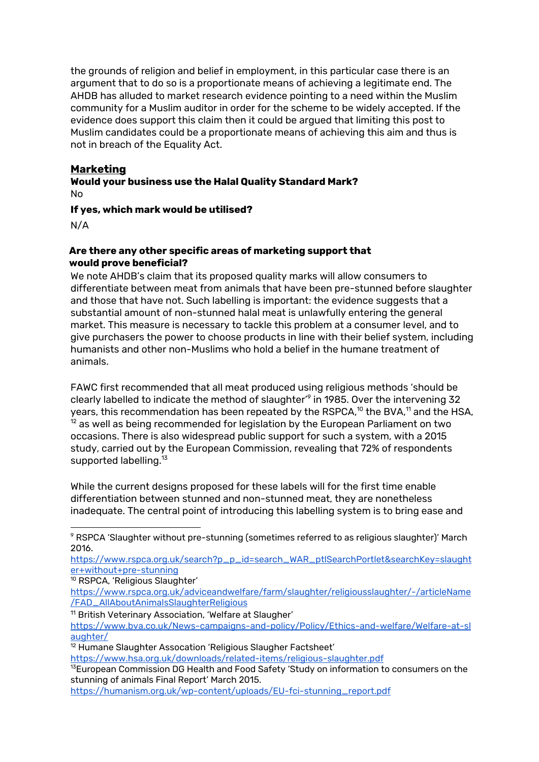the grounds of religion and belief in employment, in this particular case there is an argument that to do so is a proportionate means of achieving a legitimate end. The AHDB has alluded to market research evidence pointing to a need within the Muslim community for a Muslim auditor in order for the scheme to be widely accepted. If the evidence does support this claim then it could be argued that limiting this post to Muslim candidates could be a proportionate means of achieving this aim and thus is not in breach of the Equality Act.

## Marketing

**Would your business use the Halal Quality Standard Mark?**

No

**If yes, which mark would be utilised?**

N/A

**Are there any other specific areas of marketing support that would prove beneficial?**

We note AHDB's claim that its proposed quality marks will allow consumers to differentiate between meat from animals that have been pre-stunned before slaughter and those that have not. Such labelling is important: the evidence suggests that a substantial amount of non-stunned halal meat is unlawfully entering the general market. This measure is necessary to tackle this problem at a consumer level, and to give purchasers the power to choose products in line with their belief system, including humanists and other non-Muslims who hold a belief in the humane treatment of animals.

FAWC first recommended that all meat produced using religious methods 'should be clearly labelled to indicate the method of slaughter'[9] in 1985. Over the intervening 32 years, this recommendation has been repeated by the RSPCA,[10] the BVA,[11] and the HSA,[12] as well as being recommended for legislation by the European Parliament on two occasions. There is also widespread public support for such a system, with a 2015 study, carried out by the European Commission, revealing that 72% of respondents supported labelling.[13]

While the current designs proposed for these labels will for the first time enable differentiation between stunned and non-stunned meat, they are nonetheless inadequate. The central point of introducing this labelling system is to bring ease and

---

[9] RSPCA 'Slaughter without pre-stunning (sometimes referred to as religious slaughter)' March 2016. https://www.rspca.org.uk/search?p_p_id=search_WAR_ptlSearchPortlet&searchKey=slaughter+without+pre-stunning

[10] RSPCA, 'Religious Slaughter' https://www.rspca.org.uk/adviceandwelfare/farm/slaughter/religiousslaughter/-/articleName/FAD_AllAboutAnimalsSlaughterReligious

[11] British Veterinary Association, 'Welfare at Slaugher' https://www.bva.co.uk/News-campaigns-and-policy/Policy/Ethics-and-welfare/Welfare-at-slaughter/

[12] Humane Slaughter Assocation 'Religious Slaugher Factsheet' https://www.hsa.org.uk/downloads/related-items/religious-slaughter.pdf

[13] European Commission DG Health and Food Safety 'Study on information to consumers on the stunning of animals Final Report' March 2015. https://humanism.org.uk/wp-content/uploads/EU-fci-stunning_report.pdf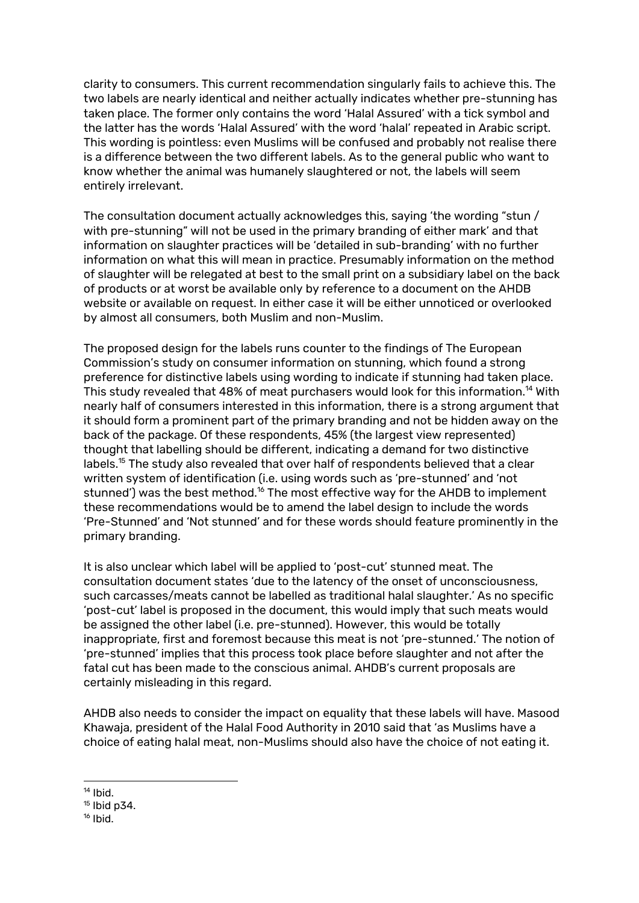clarity to consumers. This current recommendation singularly fails to achieve this. The two labels are nearly identical and neither actually indicates whether pre-stunning has taken place. The former only contains the word 'Halal Assured' with a tick symbol and the latter has the words 'Halal Assured' with the word 'halal' repeated in Arabic script. This wording is pointless: even Muslims will be confused and probably not realise there is a difference between the two different labels. As to the general public who want to know whether the animal was humanely slaughtered or not, the labels will seem entirely irrelevant.

The consultation document actually acknowledges this, saying 'the wording "stun / with pre-stunning" will not be used in the primary branding of either mark' and that information on slaughter practices will be 'detailed in sub-branding' with no further information on what this will mean in practice. Presumably information on the method of slaughter will be relegated at best to the small print on a subsidiary label on the back of products or at worst be available only by reference to a document on the AHDB website or available on request. In either case it will be either unnoticed or overlooked by almost all consumers, both Muslim and non-Muslim.

The proposed design for the labels runs counter to the findings of The European Commission's study on consumer information on stunning, which found a strong preference for distinctive labels using wording to indicate if stunning had taken place. This study revealed that 48% of meat purchasers would look for this information.[14] With nearly half of consumers interested in this information, there is a strong argument that it should form a prominent part of the primary branding and not be hidden away on the back of the package. Of these respondents, 45% (the largest view represented) thought that labelling should be different, indicating a demand for two distinctive labels.[15] The study also revealed that over half of respondents believed that a clear written system of identification (i.e. using words such as 'pre-stunned' and 'not stunned') was the best method.[16] The most effective way for the AHDB to implement these recommendations would be to amend the label design to include the words 'Pre-Stunned' and 'Not stunned' and for these words should feature prominently in the primary branding.

It is also unclear which label will be applied to 'post-cut' stunned meat. The consultation document states 'due to the latency of the onset of unconsciousness, such carcasses/meats cannot be labelled as traditional halal slaughter.' As no specific 'post-cut' label is proposed in the document, this would imply that such meats would be assigned the other label (i.e. pre-stunned). However, this would be totally inappropriate, first and foremost because this meat is not 'pre-stunned.' The notion of 'pre-stunned' implies that this process took place before slaughter and not after the fatal cut has been made to the conscious animal. AHDB's current proposals are certainly misleading in this regard.

AHDB also needs to consider the impact on equality that these labels will have. Masood Khawaja, president of the Halal Food Authority in 2010 said that 'as Muslims have a choice of eating halal meat, non-Muslims should also have the choice of not eating it.

---

[14] Ibid.

[15] Ibid p34.

[16] Ibid.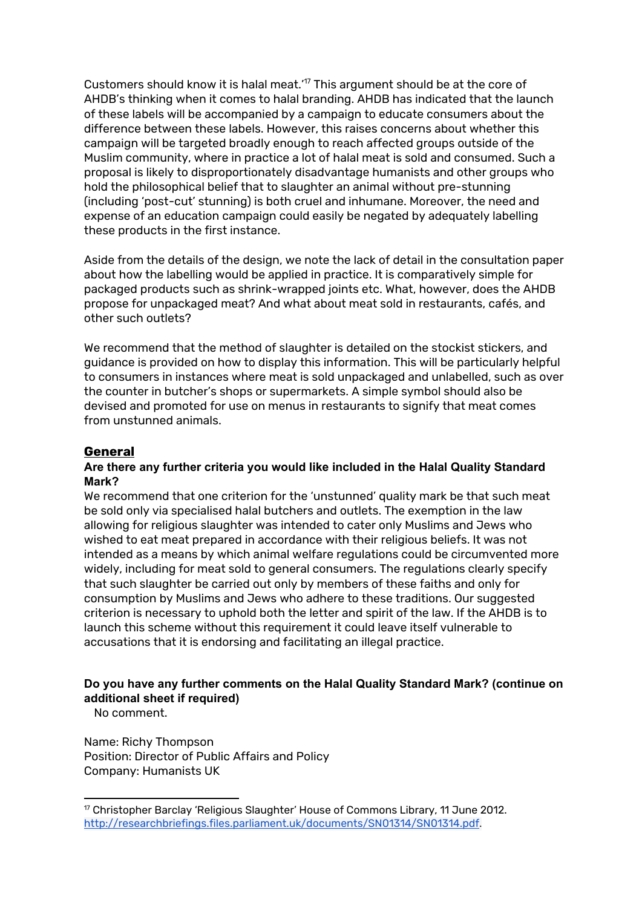Customers should know it is halal meat.'[17] This argument should be at the core of AHDB's thinking when it comes to halal branding. AHDB has indicated that the launch of these labels will be accompanied by a campaign to educate consumers about the difference between these labels. However, this raises concerns about whether this campaign will be targeted broadly enough to reach affected groups outside of the Muslim community, where in practice a lot of halal meat is sold and consumed. Such a proposal is likely to disproportionately disadvantage humanists and other groups who hold the philosophical belief that to slaughter an animal without pre-stunning (including 'post-cut' stunning) is both cruel and inhumane. Moreover, the need and expense of an education campaign could easily be negated by adequately labelling these products in the first instance.

Aside from the details of the design, we note the lack of detail in the consultation paper about how the labelling would be applied in practice. It is comparatively simple for packaged products such as shrink-wrapped joints etc. What, however, does the AHDB propose for unpackaged meat? And what about meat sold in restaurants, cafés, and other such outlets?

We recommend that the method of slaughter is detailed on the stockist stickers, and guidance is provided on how to display this information. This will be particularly helpful to consumers in instances where meat is sold unpackaged and unlabelled, such as over the counter in butcher's shops or supermarkets. A simple symbol should also be devised and promoted for use on menus in restaurants to signify that meat comes from unstunned animals.

## General

**Are there any further criteria you would like included in the Halal Quality Standard Mark?**

We recommend that one criterion for the 'unstunned' quality mark be that such meat be sold only via specialised halal butchers and outlets. The exemption in the law allowing for religious slaughter was intended to cater only Muslims and Jews who wished to eat meat prepared in accordance with their religious beliefs. It was not intended as a means by which animal welfare regulations could be circumvented more widely, including for meat sold to general consumers. The regulations clearly specify that such slaughter be carried out only by members of these faiths and only for consumption by Muslims and Jews who adhere to these traditions. Our suggested criterion is necessary to uphold both the letter and spirit of the law. If the AHDB is to launch this scheme without this requirement it could leave itself vulnerable to accusations that it is endorsing and facilitating an illegal practice.

**Do you have any further comments on the Halal Quality Standard Mark? (continue on additional sheet if required)**

No comment.

Name: Richy Thompson
Position: Director of Public Affairs and Policy
Company: Humanists UK

---

[17] Christopher Barclay 'Religious Slaughter' House of Commons Library, 11 June 2012. http://researchbriefings.files.parliament.uk/documents/SN01314/SN01314.pdf.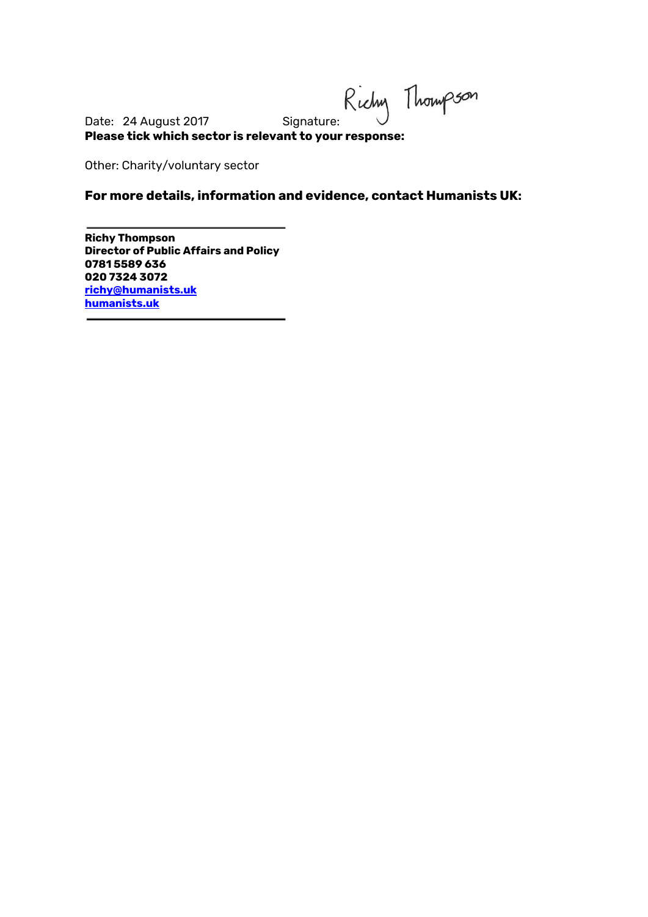Date: 24 August 2017 Signature: Richy Thompson

**Please tick which sector is relevant to your response:**

Other: Charity/voluntary sector

### For more details, information and evidence, contact Humanists UK:

---

**Richy Thompson**
**Director of Public Affairs and Policy**
**0781 5589 636**
**020 7324 3072**
**[richy@humanists.uk](mailto:richy@humanists.uk)**
**[humanists.uk](https://humanists.uk)**

---